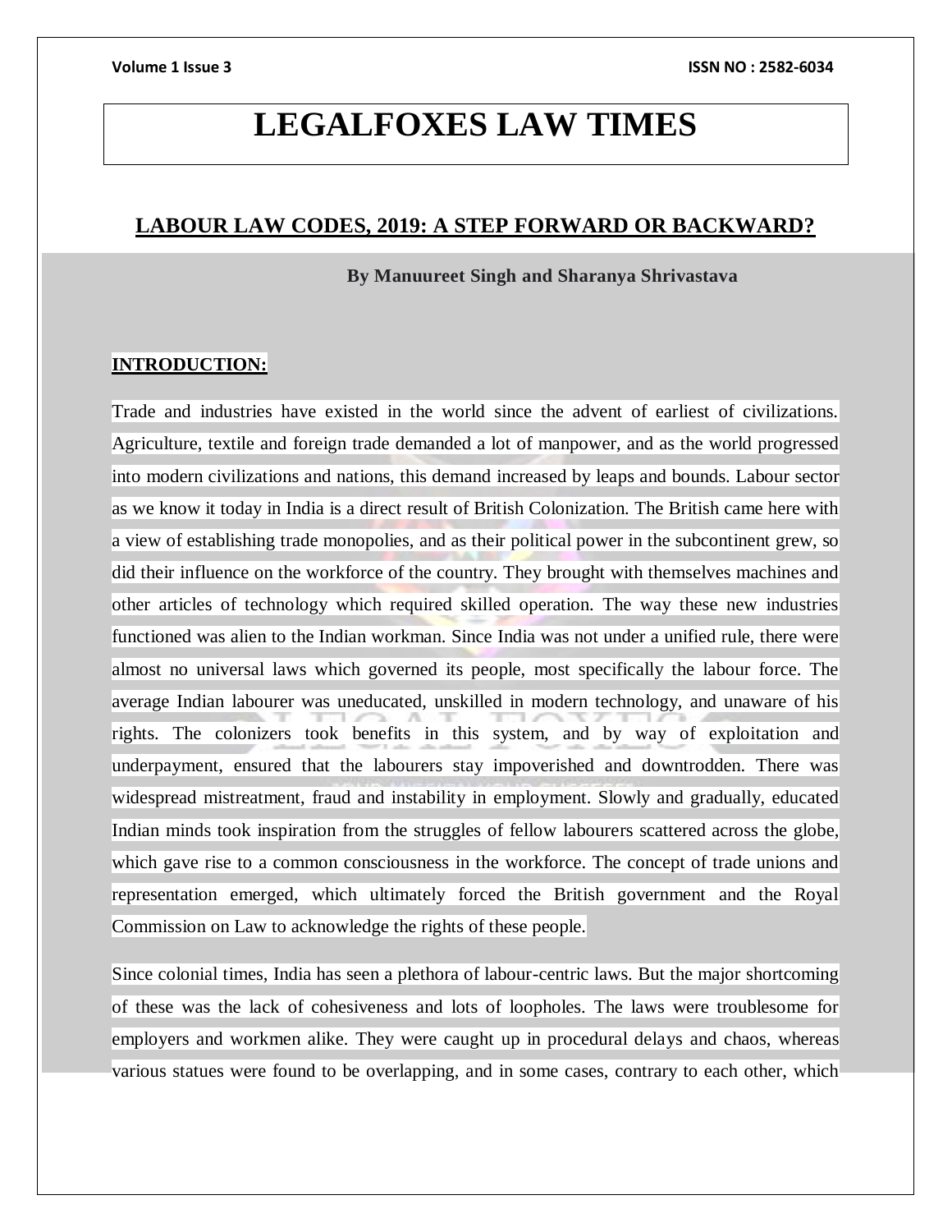# LEGALFOXES LAW TIMES

## LABOUR LAW CODES, 2019: A STEP FORWARD OR BACKWARD?

**By Manuureet Singh and Sharanya Shrivastava**

### INTRODUCTION:

Trade and industries have existed in the world since the advent of earliest of civilizations. Agriculture, textile and foreign trade demanded a lot of manpower, and as the world progressed into modern civilizations and nations, this demand increased by leaps and bounds. Labour sector as we know it today in India is a direct result of British Colonization. The British came here with a view of establishing trade monopolies, and as their political power in the subcontinent grew, so did their influence on the workforce of the country. They brought with themselves machines and other articles of technology which required skilled operation. The way these new industries functioned was alien to the Indian workman. Since India was not under a unified rule, there were almost no universal laws which governed its people, most specifically the labour force. The average Indian labourer was uneducated, unskilled in modern technology, and unaware of his rights. The colonizers took benefits in this system, and by way of exploitation and underpayment, ensured that the labourers stay impoverished and downtrodden. There was widespread mistreatment, fraud and instability in employment. Slowly and gradually, educated Indian minds took inspiration from the struggles of fellow labourers scattered across the globe, which gave rise to a common consciousness in the workforce. The concept of trade unions and representation emerged, which ultimately forced the British government and the Royal Commission on Law to acknowledge the rights of these people.

Since colonial times, India has seen a plethora of labour-centric laws. But the major shortcoming of these was the lack of cohesiveness and lots of loopholes. The laws were troublesome for employers and workmen alike. They were caught up in procedural delays and chaos, whereas various statues were found to be overlapping, and in some cases, contrary to each other, which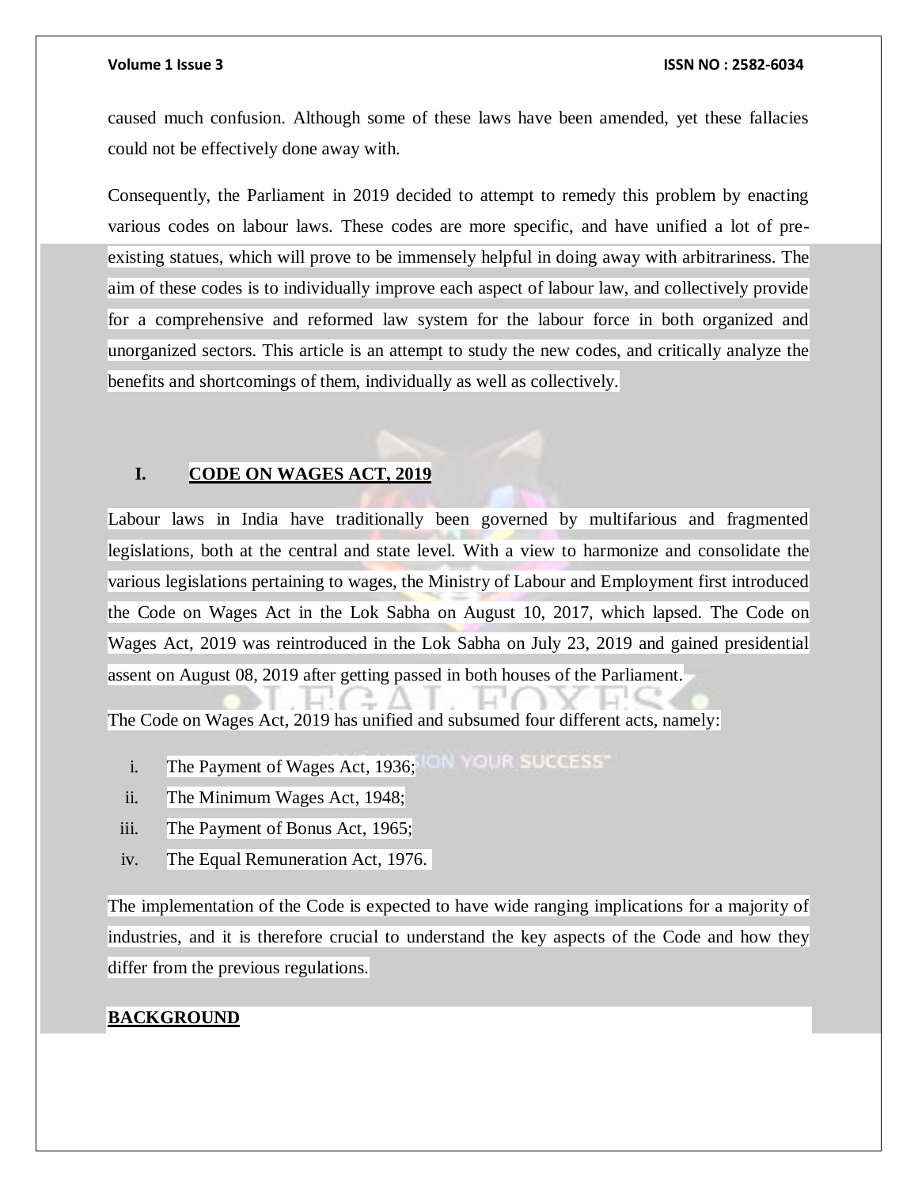caused much confusion. Although some of these laws have been amended, yet these fallacies could not be effectively done away with.

Consequently, the Parliament in 2019 decided to attempt to remedy this problem by enacting various codes on labour laws. These codes are more specific, and have unified a lot of pre-existing statues, which will prove to be immensely helpful in doing away with arbitrariness. The aim of these codes is to individually improve each aspect of labour law, and collectively provide for a comprehensive and reformed law system for the labour force in both organized and unorganized sectors. This article is an attempt to study the new codes, and critically analyze the benefits and shortcomings of them, individually as well as collectively.

## I. CODE ON WAGES ACT, 2019

Labour laws in India have traditionally been governed by multifarious and fragmented legislations, both at the central and state level. With a view to harmonize and consolidate the various legislations pertaining to wages, the Ministry of Labour and Employment first introduced the Code on Wages Act in the Lok Sabha on August 10, 2017, which lapsed. The Code on Wages Act, 2019 was reintroduced in the Lok Sabha on July 23, 2019 and gained presidential assent on August 08, 2019 after getting passed in both houses of the Parliament.

The Code on Wages Act, 2019 has unified and subsumed four different acts, namely:

i. The Payment of Wages Act, 1936;
ii. The Minimum Wages Act, 1948;
iii. The Payment of Bonus Act, 1965;
iv. The Equal Remuneration Act, 1976.

The implementation of the Code is expected to have wide ranging implications for a majority of industries, and it is therefore crucial to understand the key aspects of the Code and how they differ from the previous regulations.

### BACKGROUND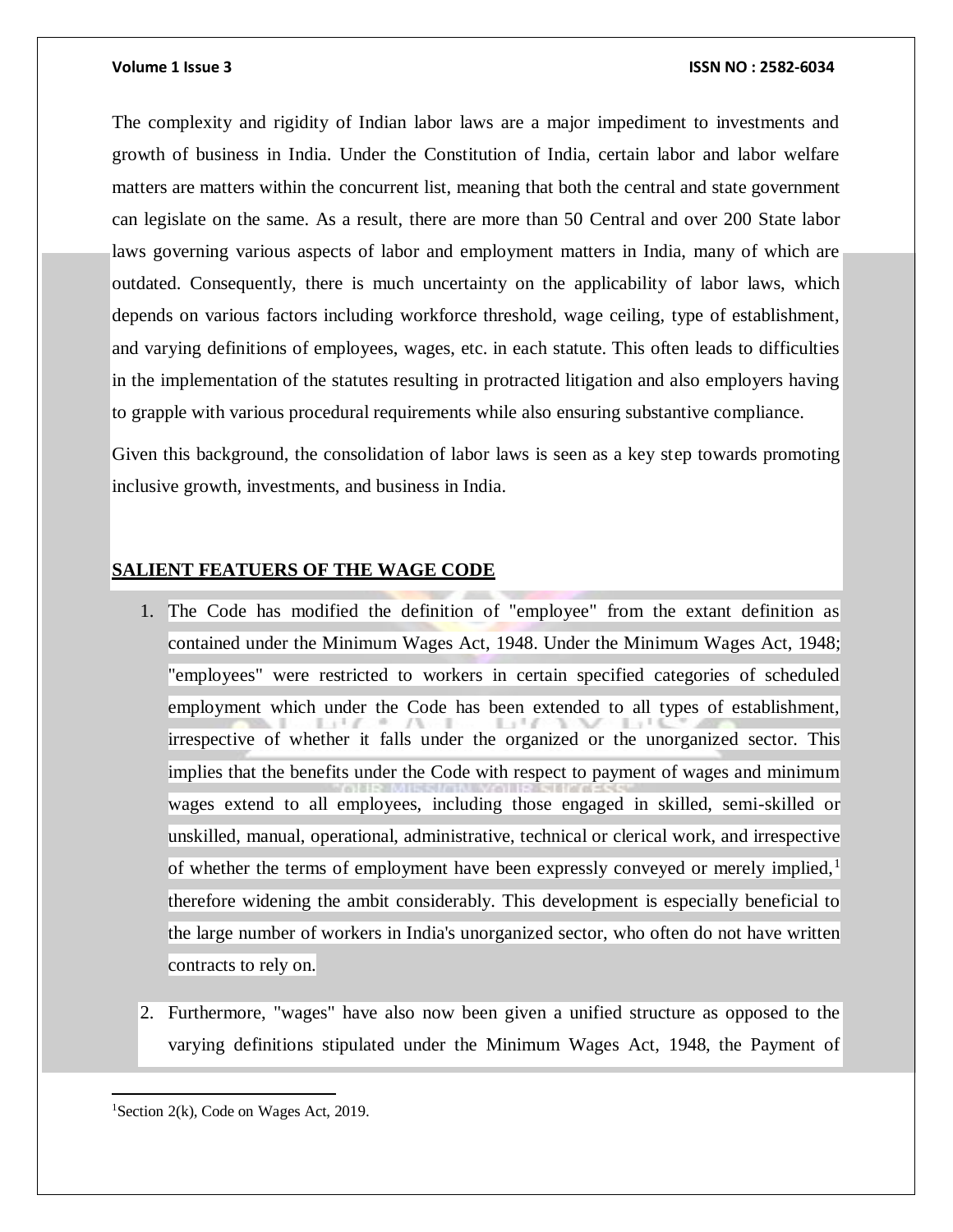The complexity and rigidity of Indian labor laws are a major impediment to investments and growth of business in India. Under the Constitution of India, certain labor and labor welfare matters are matters within the concurrent list, meaning that both the central and state government can legislate on the same. As a result, there are more than 50 Central and over 200 State labor laws governing various aspects of labor and employment matters in India, many of which are outdated. Consequently, there is much uncertainty on the applicability of labor laws, which depends on various factors including workforce threshold, wage ceiling, type of establishment, and varying definitions of employees, wages, etc. in each statute. This often leads to difficulties in the implementation of the statutes resulting in protracted litigation and also employers having to grapple with various procedural requirements while also ensuring substantive compliance.

Given this background, the consolidation of labor laws is seen as a key step towards promoting inclusive growth, investments, and business in India.

## SALIENT FEATUERS OF THE WAGE CODE

1. The Code has modified the definition of "employee" from the extant definition as contained under the Minimum Wages Act, 1948. Under the Minimum Wages Act, 1948; "employees" were restricted to workers in certain specified categories of scheduled employment which under the Code has been extended to all types of establishment, irrespective of whether it falls under the organized or the unorganized sector. This implies that the benefits under the Code with respect to payment of wages and minimum wages extend to all employees, including those engaged in skilled, semi-skilled or unskilled, manual, operational, administrative, technical or clerical work, and irrespective of whether the terms of employment have been expressly conveyed or merely implied,[1] therefore widening the ambit considerably. This development is especially beneficial to the large number of workers in India's unorganized sector, who often do not have written contracts to rely on.

2. Furthermore, "wages" have also now been given a unified structure as opposed to the varying definitions stipulated under the Minimum Wages Act, 1948, the Payment of

[1] Section 2(k), Code on Wages Act, 2019.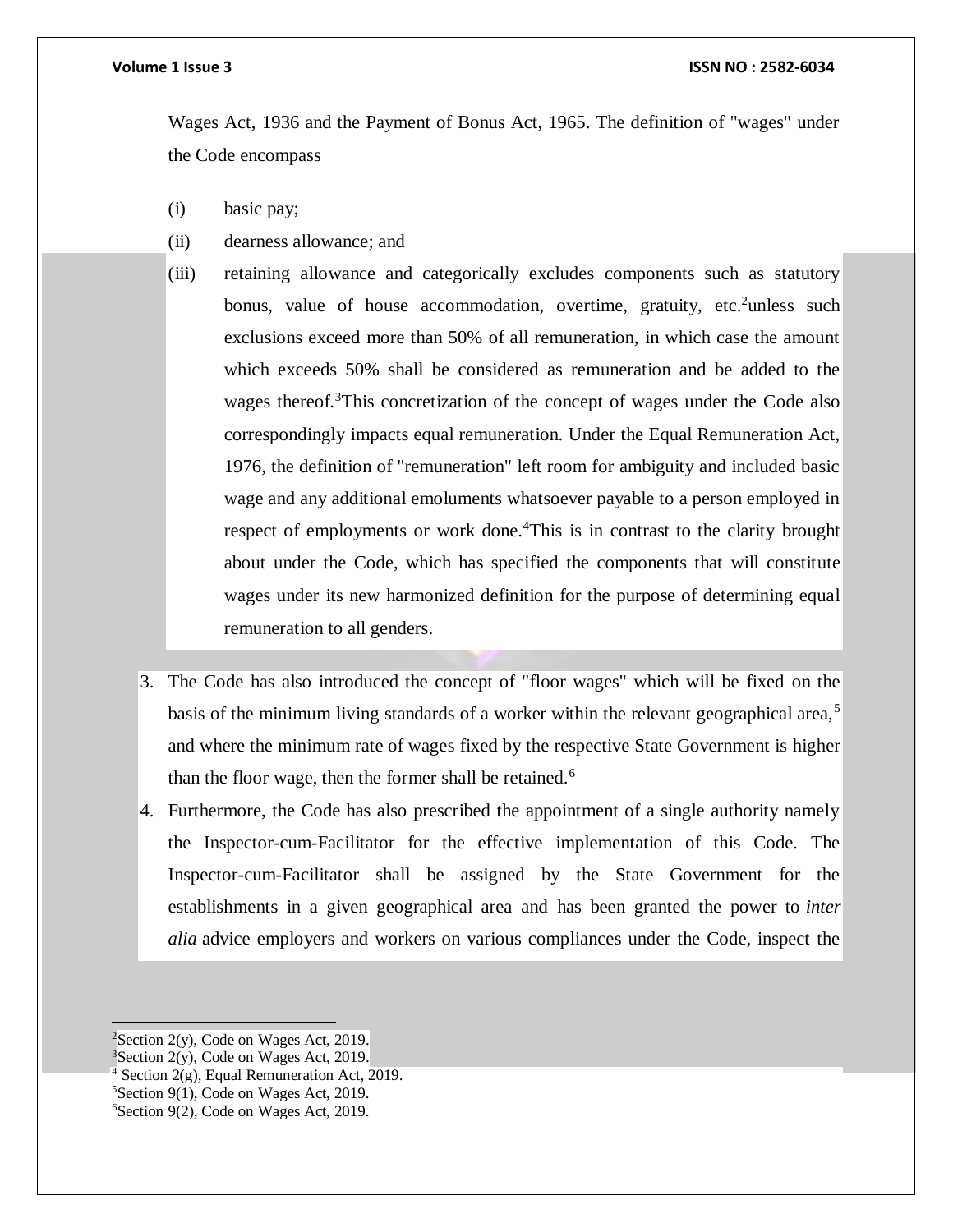Wages Act, 1936 and the Payment of Bonus Act, 1965. The definition of "wages" under the Code encompass

(i) basic pay;

(ii) dearness allowance; and

(iii) retaining allowance and categorically excludes components such as statutory bonus, value of house accommodation, overtime, gratuity, etc.[2]unless such exclusions exceed more than 50% of all remuneration, in which case the amount which exceeds 50% shall be considered as remuneration and be added to the wages thereof.[3]This concretization of the concept of wages under the Code also correspondingly impacts equal remuneration. Under the Equal Remuneration Act, 1976, the definition of "remuneration" left room for ambiguity and included basic wage and any additional emoluments whatsoever payable to a person employed in respect of employments or work done.[4]This is in contrast to the clarity brought about under the Code, which has specified the components that will constitute wages under its new harmonized definition for the purpose of determining equal remuneration to all genders.

3. The Code has also introduced the concept of "floor wages" which will be fixed on the basis of the minimum living standards of a worker within the relevant geographical area,[5] and where the minimum rate of wages fixed by the respective State Government is higher than the floor wage, then the former shall be retained.[6]
4. Furthermore, the Code has also prescribed the appointment of a single authority namely the Inspector-cum-Facilitator for the effective implementation of this Code. The Inspector-cum-Facilitator shall be assigned by the State Government for the establishments in a given geographical area and has been granted the power to *inter alia* advice employers and workers on various compliances under the Code, inspect the

---

[2]Section 2(y), Code on Wages Act, 2019.

[3]Section 2(y), Code on Wages Act, 2019.

[4] Section 2(g), Equal Remuneration Act, 2019.

[5]Section 9(1), Code on Wages Act, 2019.

[6]Section 9(2), Code on Wages Act, 2019.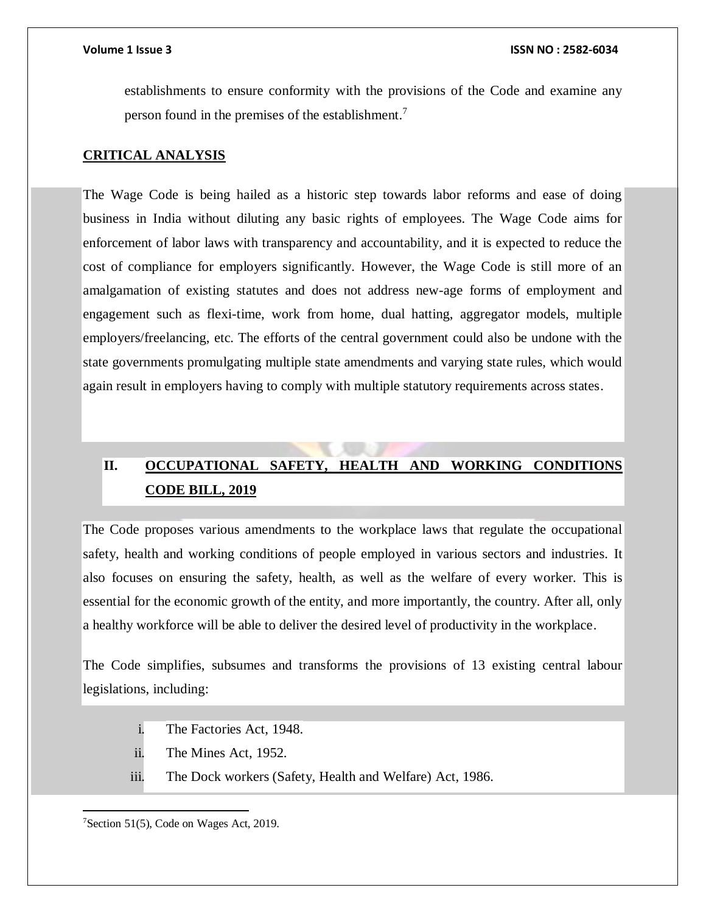establishments to ensure conformity with the provisions of the Code and examine any person found in the premises of the establishment.[7]

## CRITICAL ANALYSIS

The Wage Code is being hailed as a historic step towards labor reforms and ease of doing business in India without diluting any basic rights of employees. The Wage Code aims for enforcement of labor laws with transparency and accountability, and it is expected to reduce the cost of compliance for employers significantly. However, the Wage Code is still more of an amalgamation of existing statutes and does not address new-age forms of employment and engagement such as flexi-time, work from home, dual hatting, aggregator models, multiple employers/freelancing, etc. The efforts of the central government could also be undone with the state governments promulgating multiple state amendments and varying state rules, which would again result in employers having to comply with multiple statutory requirements across states.

## II. OCCUPATIONAL SAFETY, HEALTH AND WORKING CONDITIONS CODE BILL, 2019

The Code proposes various amendments to the workplace laws that regulate the occupational safety, health and working conditions of people employed in various sectors and industries. It also focuses on ensuring the safety, health, as well as the welfare of every worker. This is essential for the economic growth of the entity, and more importantly, the country. After all, only a healthy workforce will be able to deliver the desired level of productivity in the workplace.

The Code simplifies, subsumes and transforms the provisions of 13 existing central labour legislations, including:

i. The Factories Act, 1948.
ii. The Mines Act, 1952.
iii. The Dock workers (Safety, Health and Welfare) Act, 1986.

[7] Section 51(5), Code on Wages Act, 2019.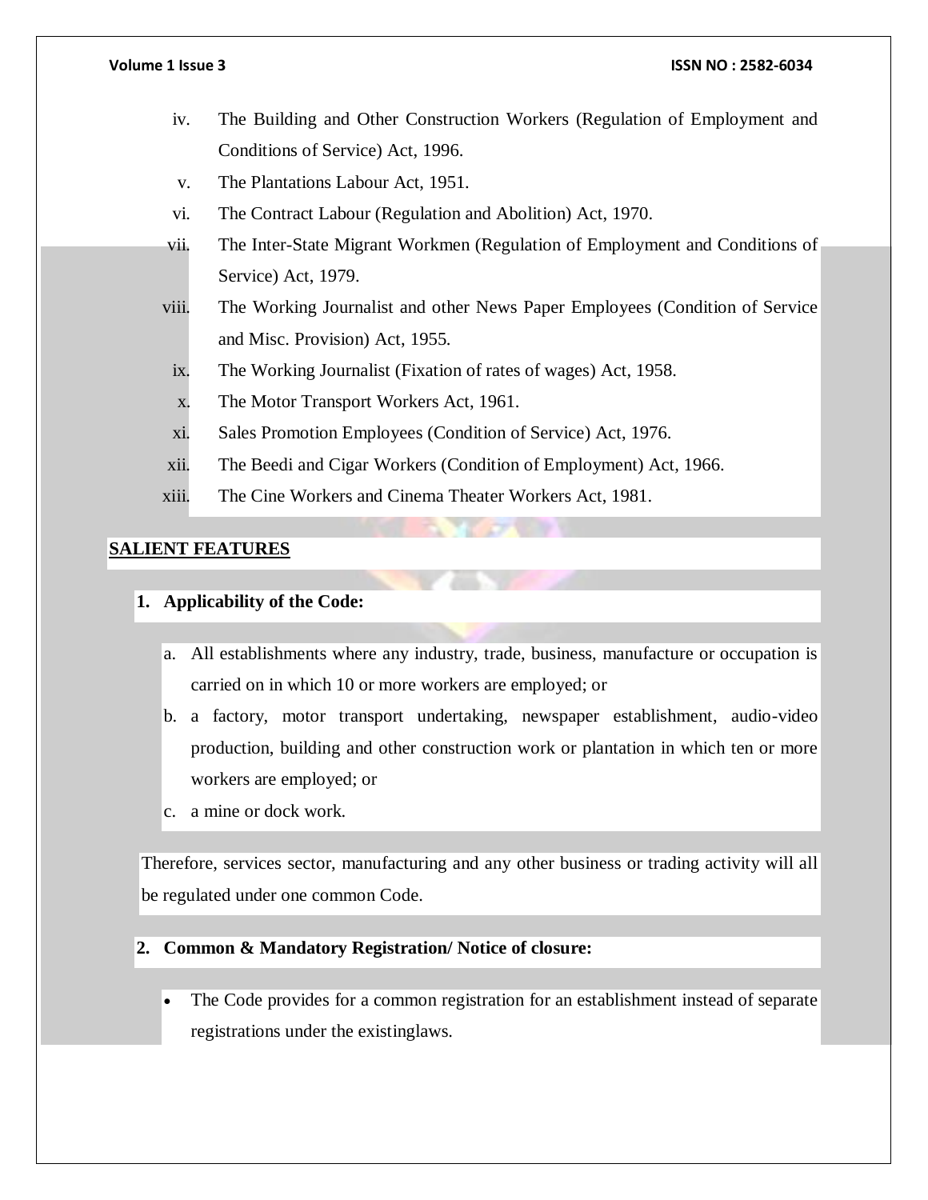iv. The Building and Other Construction Workers (Regulation of Employment and Conditions of Service) Act, 1996.

v. The Plantations Labour Act, 1951.

vi. The Contract Labour (Regulation and Abolition) Act, 1970.

vii. The Inter-State Migrant Workmen (Regulation of Employment and Conditions of Service) Act, 1979.

viii. The Working Journalist and other News Paper Employees (Condition of Service and Misc. Provision) Act, 1955.

ix. The Working Journalist (Fixation of rates of wages) Act, 1958.

x. The Motor Transport Workers Act, 1961.

xi. Sales Promotion Employees (Condition of Service) Act, 1976.

xii. The Beedi and Cigar Workers (Condition of Employment) Act, 1966.

xiii. The Cine Workers and Cinema Theater Workers Act, 1981.

## SALIENT FEATURES

**1. Applicability of the Code:**

a. All establishments where any industry, trade, business, manufacture or occupation is carried on in which 10 or more workers are employed; or

b. a factory, motor transport undertaking, newspaper establishment, audio-video production, building and other construction work or plantation in which ten or more workers are employed; or

c. a mine or dock work.

Therefore, services sector, manufacturing and any other business or trading activity will all be regulated under one common Code.

**2. Common & Mandatory Registration/ Notice of closure:**

- The Code provides for a common registration for an establishment instead of separate registrations under the existinglaws.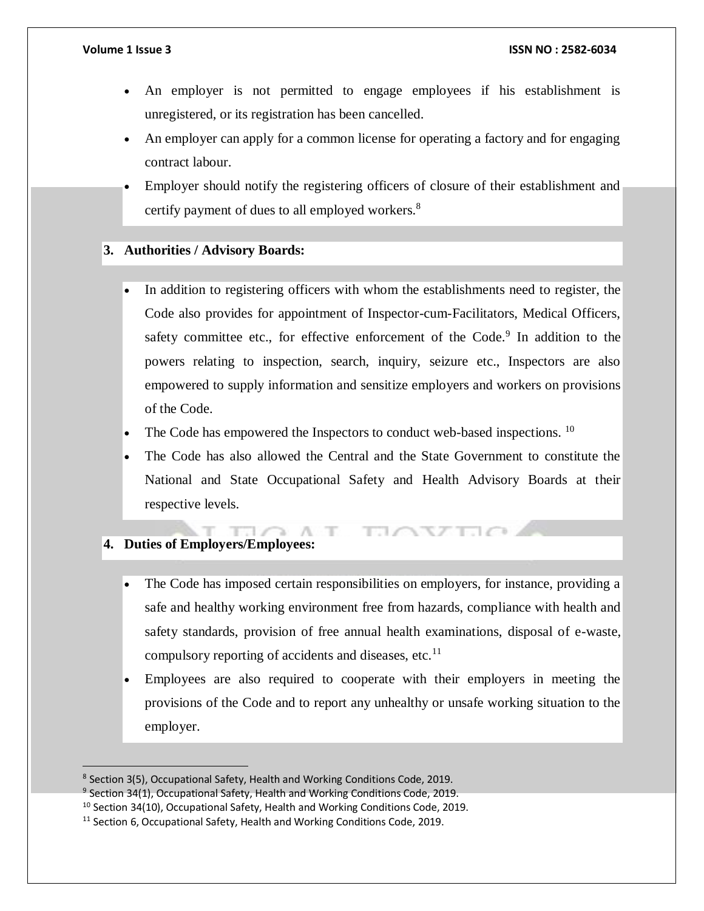- An employer is not permitted to engage employees if his establishment is unregistered, or its registration has been cancelled.
- An employer can apply for a common license for operating a factory and for engaging contract labour.
- Employer should notify the registering officers of closure of their establishment and certify payment of dues to all employed workers.[8]

**3. Authorities / Advisory Boards:**

- In addition to registering officers with whom the establishments need to register, the Code also provides for appointment of Inspector-cum-Facilitators, Medical Officers, safety committee etc., for effective enforcement of the Code.[9] In addition to the powers relating to inspection, search, inquiry, seizure etc., Inspectors are also empowered to supply information and sensitize employers and workers on provisions of the Code.
- The Code has empowered the Inspectors to conduct web-based inspections. [10]
- The Code has also allowed the Central and the State Government to constitute the National and State Occupational Safety and Health Advisory Boards at their respective levels.

**4. Duties of Employers/Employees:**

- The Code has imposed certain responsibilities on employers, for instance, providing a safe and healthy working environment free from hazards, compliance with health and safety standards, provision of free annual health examinations, disposal of e-waste, compulsory reporting of accidents and diseases, etc.[11]
- Employees are also required to cooperate with their employers in meeting the provisions of the Code and to report any unhealthy or unsafe working situation to the employer.

---

[8] Section 3(5), Occupational Safety, Health and Working Conditions Code, 2019.

[9] Section 34(1), Occupational Safety, Health and Working Conditions Code, 2019.

[10] Section 34(10), Occupational Safety, Health and Working Conditions Code, 2019.

[11] Section 6, Occupational Safety, Health and Working Conditions Code, 2019.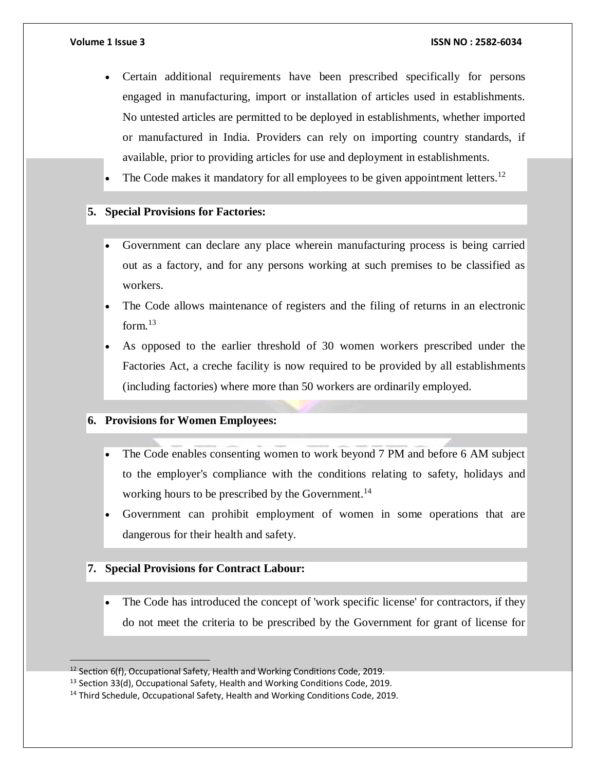- Certain additional requirements have been prescribed specifically for persons engaged in manufacturing, import or installation of articles used in establishments. No untested articles are permitted to be deployed in establishments, whether imported or manufactured in India. Providers can rely on importing country standards, if available, prior to providing articles for use and deployment in establishments.
- The Code makes it mandatory for all employees to be given appointment letters.[12]

**5. Special Provisions for Factories:**

- Government can declare any place wherein manufacturing process is being carried out as a factory, and for any persons working at such premises to be classified as workers.
- The Code allows maintenance of registers and the filing of returns in an electronic form.[13]
- As opposed to the earlier threshold of 30 women workers prescribed under the Factories Act, a creche facility is now required to be provided by all establishments (including factories) where more than 50 workers are ordinarily employed.

**6. Provisions for Women Employees:**

- The Code enables consenting women to work beyond 7 PM and before 6 AM subject to the employer's compliance with the conditions relating to safety, holidays and working hours to be prescribed by the Government.[14]
- Government can prohibit employment of women in some operations that are dangerous for their health and safety.

**7. Special Provisions for Contract Labour:**

- The Code has introduced the concept of 'work specific license' for contractors, if they do not meet the criteria to be prescribed by the Government for grant of license for

---

[12] Section 6(f), Occupational Safety, Health and Working Conditions Code, 2019.

[13] Section 33(d), Occupational Safety, Health and Working Conditions Code, 2019.

[14] Third Schedule, Occupational Safety, Health and Working Conditions Code, 2019.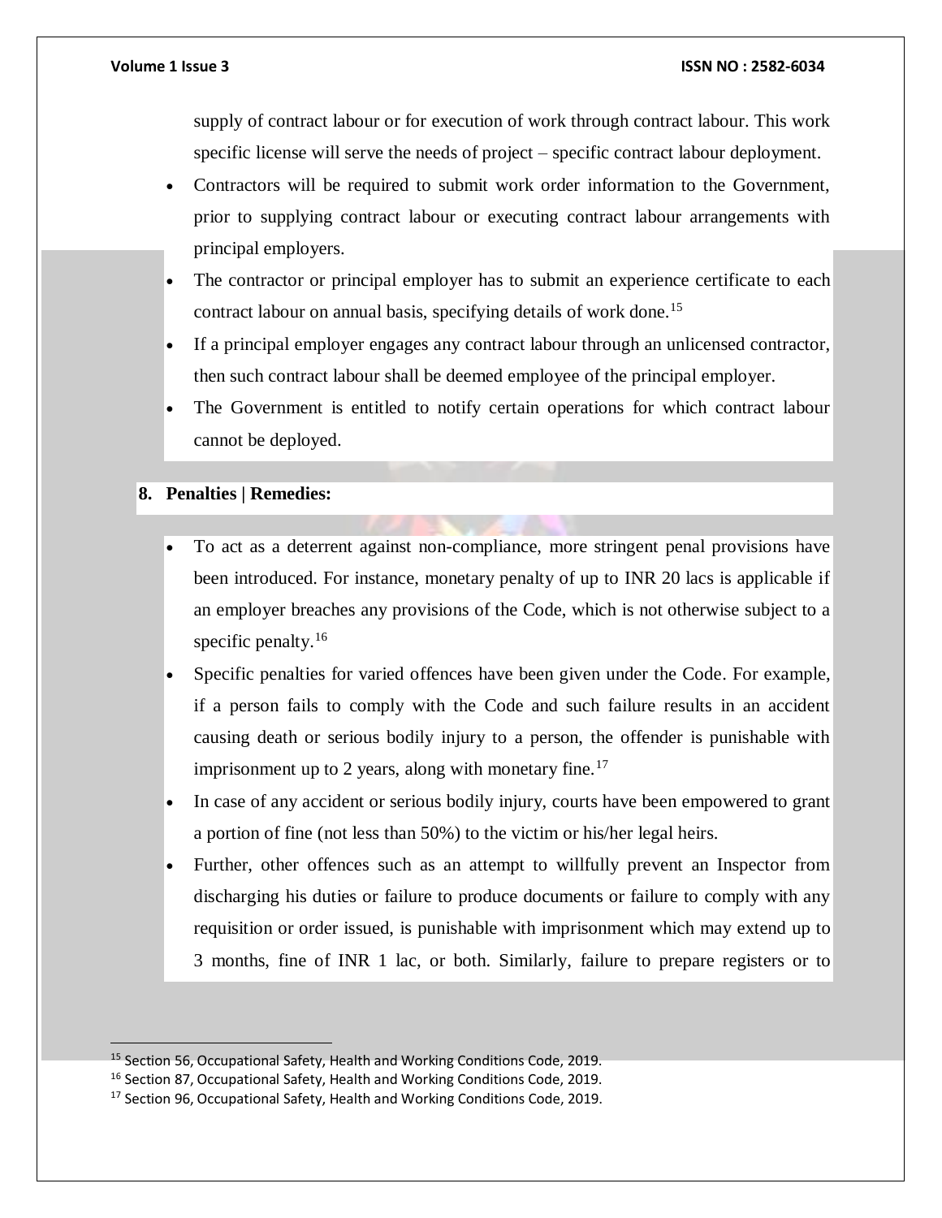supply of contract labour or for execution of work through contract labour. This work specific license will serve the needs of project – specific contract labour deployment.

- Contractors will be required to submit work order information to the Government, prior to supplying contract labour or executing contract labour arrangements with principal employers.
- The contractor or principal employer has to submit an experience certificate to each contract labour on annual basis, specifying details of work done.[15]
- If a principal employer engages any contract labour through an unlicensed contractor, then such contract labour shall be deemed employee of the principal employer.
- The Government is entitled to notify certain operations for which contract labour cannot be deployed.

## 8. Penalties | Remedies:

- To act as a deterrent against non-compliance, more stringent penal provisions have been introduced. For instance, monetary penalty of up to INR 20 lacs is applicable if an employer breaches any provisions of the Code, which is not otherwise subject to a specific penalty.[16]
- Specific penalties for varied offences have been given under the Code. For example, if a person fails to comply with the Code and such failure results in an accident causing death or serious bodily injury to a person, the offender is punishable with imprisonment up to 2 years, along with monetary fine.[17]
- In case of any accident or serious bodily injury, courts have been empowered to grant a portion of fine (not less than 50%) to the victim or his/her legal heirs.
- Further, other offences such as an attempt to willfully prevent an Inspector from discharging his duties or failure to produce documents or failure to comply with any requisition or order issued, is punishable with imprisonment which may extend up to 3 months, fine of INR 1 lac, or both. Similarly, failure to prepare registers or to

---

[15] Section 56, Occupational Safety, Health and Working Conditions Code, 2019.

[16] Section 87, Occupational Safety, Health and Working Conditions Code, 2019.

[17] Section 96, Occupational Safety, Health and Working Conditions Code, 2019.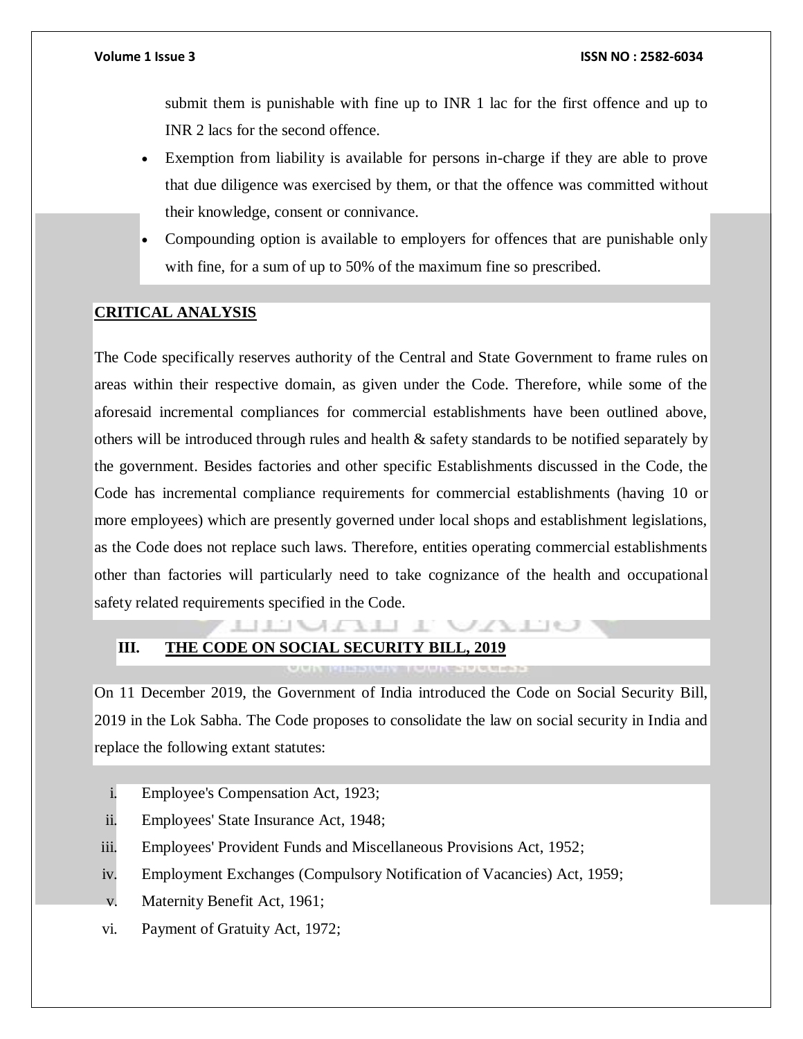submit them is punishable with fine up to INR 1 lac for the first offence and up to INR 2 lacs for the second offence.

- Exemption from liability is available for persons in-charge if they are able to prove that due diligence was exercised by them, or that the offence was committed without their knowledge, consent or connivance.
- Compounding option is available to employers for offences that are punishable only with fine, for a sum of up to 50% of the maximum fine so prescribed.

**CRITICAL ANALYSIS**

The Code specifically reserves authority of the Central and State Government to frame rules on areas within their respective domain, as given under the Code. Therefore, while some of the aforesaid incremental compliances for commercial establishments have been outlined above, others will be introduced through rules and health & safety standards to be notified separately by the government. Besides factories and other specific Establishments discussed in the Code, the Code has incremental compliance requirements for commercial establishments (having 10 or more employees) which are presently governed under local shops and establishment legislations, as the Code does not replace such laws. Therefore, entities operating commercial establishments other than factories will particularly need to take cognizance of the health and occupational safety related requirements specified in the Code.

## III. THE CODE ON SOCIAL SECURITY BILL, 2019

On 11 December 2019, the Government of India introduced the Code on Social Security Bill, 2019 in the Lok Sabha. The Code proposes to consolidate the law on social security in India and replace the following extant statutes:

i. Employee's Compensation Act, 1923;
ii. Employees' State Insurance Act, 1948;
iii. Employees' Provident Funds and Miscellaneous Provisions Act, 1952;
iv. Employment Exchanges (Compulsory Notification of Vacancies) Act, 1959;
v. Maternity Benefit Act, 1961;
vi. Payment of Gratuity Act, 1972;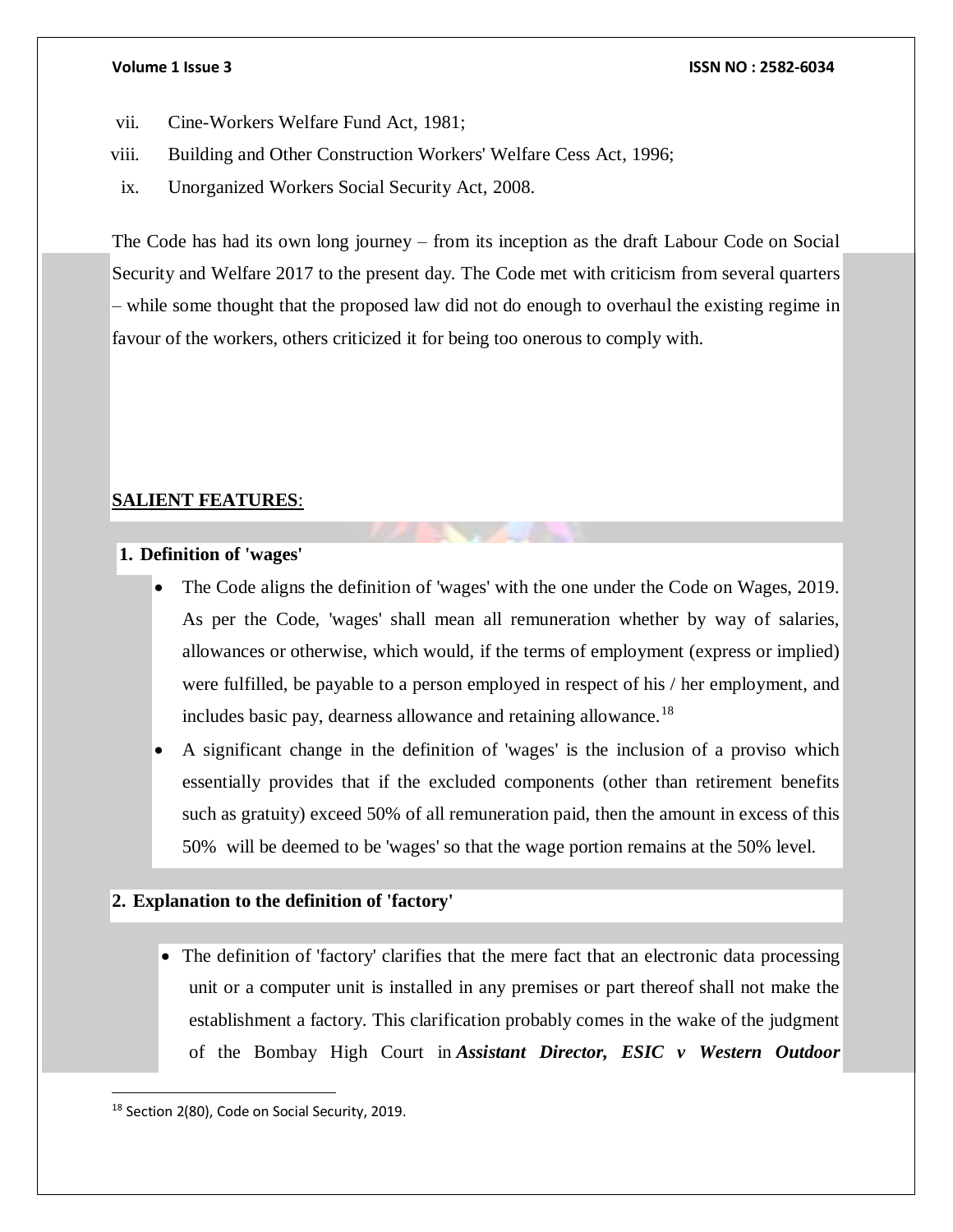vii. Cine-Workers Welfare Fund Act, 1981;

viii. Building and Other Construction Workers' Welfare Cess Act, 1996;

ix. Unorganized Workers Social Security Act, 2008.

The Code has had its own long journey – from its inception as the draft Labour Code on Social Security and Welfare 2017 to the present day. The Code met with criticism from several quarters – while some thought that the proposed law did not do enough to overhaul the existing regime in favour of the workers, others criticized it for being too onerous to comply with.

## **SALIENT FEATURES**:

### 1. Definition of 'wages'

- The Code aligns the definition of 'wages' with the one under the Code on Wages, 2019. As per the Code, 'wages' shall mean all remuneration whether by way of salaries, allowances or otherwise, which would, if the terms of employment (express or implied) were fulfilled, be payable to a person employed in respect of his / her employment, and includes basic pay, dearness allowance and retaining allowance.[18]
- A significant change in the definition of 'wages' is the inclusion of a proviso which essentially provides that if the excluded components (other than retirement benefits such as gratuity) exceed 50% of all remuneration paid, then the amount in excess of this 50% will be deemed to be 'wages' so that the wage portion remains at the 50% level.

### 2. Explanation to the definition of 'factory'

- The definition of 'factory' clarifies that the mere fact that an electronic data processing unit or a computer unit is installed in any premises or part thereof shall not make the establishment a factory. This clarification probably comes in the wake of the judgment of the Bombay High Court in ***Assistant Director, ESIC v Western Outdoor***

---

[18] Section 2(80), Code on Social Security, 2019.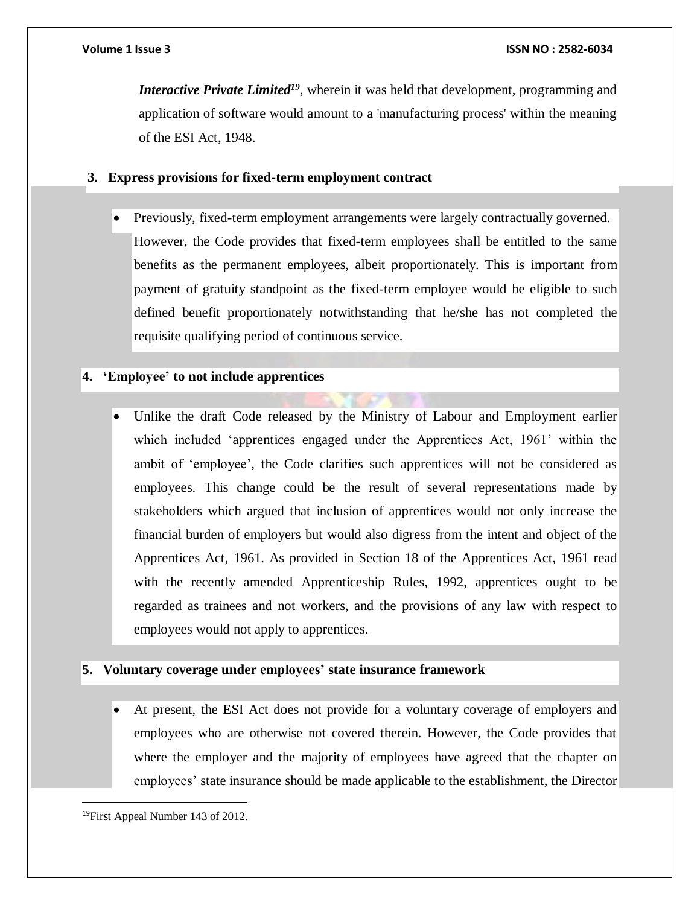*Interactive Private Limited*[19], wherein it was held that development, programming and application of software would amount to a 'manufacturing process' within the meaning of the ESI Act, 1948.

**3. Express provisions for fixed-term employment contract**

- Previously, fixed-term employment arrangements were largely contractually governed. However, the Code provides that fixed-term employees shall be entitled to the same benefits as the permanent employees, albeit proportionately. This is important from payment of gratuity standpoint as the fixed-term employee would be eligible to such defined benefit proportionately notwithstanding that he/she has not completed the requisite qualifying period of continuous service.

**4. 'Employee' to not include apprentices**

- Unlike the draft Code released by the Ministry of Labour and Employment earlier which included 'apprentices engaged under the Apprentices Act, 1961' within the ambit of 'employee', the Code clarifies such apprentices will not be considered as employees. This change could be the result of several representations made by stakeholders which argued that inclusion of apprentices would not only increase the financial burden of employers but would also digress from the intent and object of the Apprentices Act, 1961. As provided in Section 18 of the Apprentices Act, 1961 read with the recently amended Apprenticeship Rules, 1992, apprentices ought to be regarded as trainees and not workers, and the provisions of any law with respect to employees would not apply to apprentices.

**5. Voluntary coverage under employees' state insurance framework**

- At present, the ESI Act does not provide for a voluntary coverage of employers and employees who are otherwise not covered therein. However, the Code provides that where the employer and the majority of employees have agreed that the chapter on employees' state insurance should be made applicable to the establishment, the Director

---

[19] First Appeal Number 143 of 2012.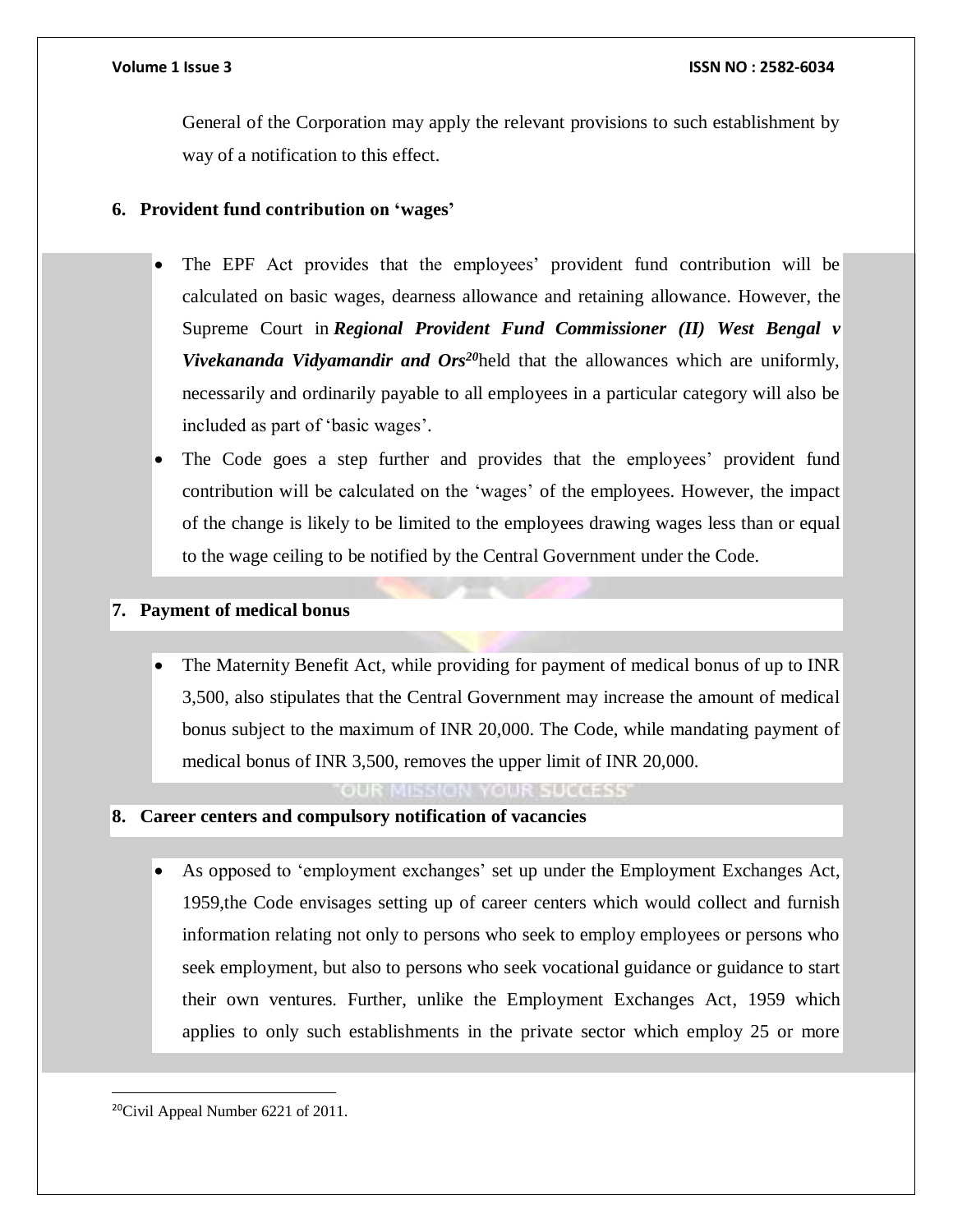General of the Corporation may apply the relevant provisions to such establishment by way of a notification to this effect.

**6. Provident fund contribution on 'wages'**

- The EPF Act provides that the employees' provident fund contribution will be calculated on basic wages, dearness allowance and retaining allowance. However, the Supreme Court in ***Regional Provident Fund Commissioner (II) West Bengal v Vivekananda Vidyamandir and Ors***[20]held that the allowances which are uniformly, necessarily and ordinarily payable to all employees in a particular category will also be included as part of 'basic wages'.
- The Code goes a step further and provides that the employees' provident fund contribution will be calculated on the 'wages' of the employees. However, the impact of the change is likely to be limited to the employees drawing wages less than or equal to the wage ceiling to be notified by the Central Government under the Code.

**7. Payment of medical bonus**

- The Maternity Benefit Act, while providing for payment of medical bonus of up to INR 3,500, also stipulates that the Central Government may increase the amount of medical bonus subject to the maximum of INR 20,000. The Code, while mandating payment of medical bonus of INR 3,500, removes the upper limit of INR 20,000.

**8. Career centers and compulsory notification of vacancies**

- As opposed to 'employment exchanges' set up under the Employment Exchanges Act, 1959,the Code envisages setting up of career centers which would collect and furnish information relating not only to persons who seek to employ employees or persons who seek employment, but also to persons who seek vocational guidance or guidance to start their own ventures. Further, unlike the Employment Exchanges Act, 1959 which applies to only such establishments in the private sector which employ 25 or more

[20]Civil Appeal Number 6221 of 2011.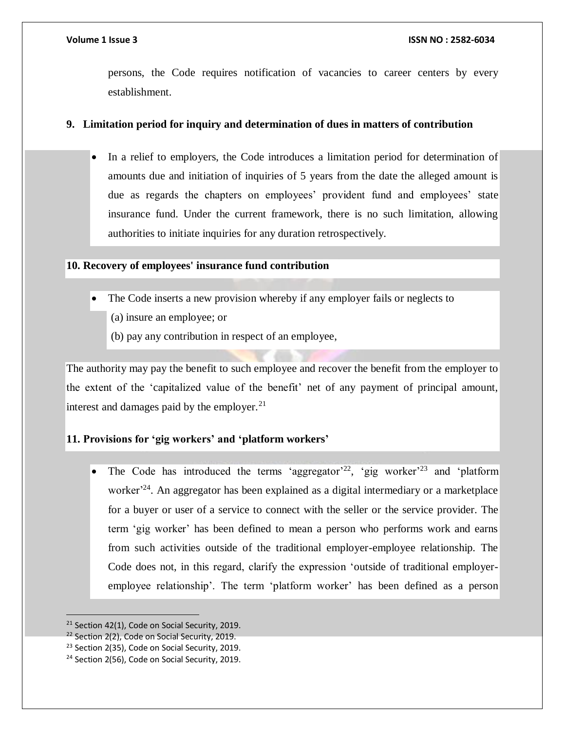persons, the Code requires notification of vacancies to career centers by every establishment.

## 9. Limitation period for inquiry and determination of dues in matters of contribution

- In a relief to employers, the Code introduces a limitation period for determination of amounts due and initiation of inquiries of 5 years from the date the alleged amount is due as regards the chapters on employees' provident fund and employees' state insurance fund. Under the current framework, there is no such limitation, allowing authorities to initiate inquiries for any duration retrospectively.

## 10. Recovery of employees' insurance fund contribution

- The Code inserts a new provision whereby if any employer fails or neglects to
  (a) insure an employee; or
  (b) pay any contribution in respect of an employee,

The authority may pay the benefit to such employee and recover the benefit from the employer to the extent of the 'capitalized value of the benefit' net of any payment of principal amount, interest and damages paid by the employer.[21]

## 11. Provisions for 'gig workers' and 'platform workers'

- The Code has introduced the terms 'aggregator'[22], 'gig worker'[23] and 'platform worker'[24]. An aggregator has been explained as a digital intermediary or a marketplace for a buyer or user of a service to connect with the seller or the service provider. The term 'gig worker' has been defined to mean a person who performs work and earns from such activities outside of the traditional employer-employee relationship. The Code does not, in this regard, clarify the expression 'outside of traditional employer-employee relationship'. The term 'platform worker' has been defined as a person

---

[21] Section 42(1), Code on Social Security, 2019.

[22] Section 2(2), Code on Social Security, 2019.

[23] Section 2(35), Code on Social Security, 2019.

[24] Section 2(56), Code on Social Security, 2019.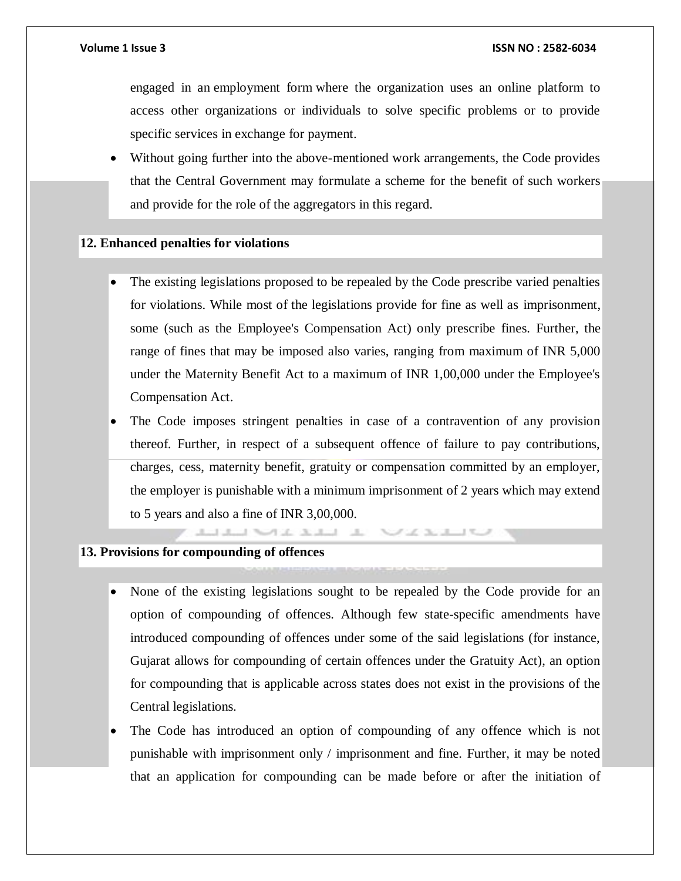engaged in an employment form where the organization uses an online platform to access other organizations or individuals to solve specific problems or to provide specific services in exchange for payment.

- Without going further into the above-mentioned work arrangements, the Code provides that the Central Government may formulate a scheme for the benefit of such workers and provide for the role of the aggregators in this regard.

**12. Enhanced penalties for violations**

- The existing legislations proposed to be repealed by the Code prescribe varied penalties for violations. While most of the legislations provide for fine as well as imprisonment, some (such as the Employee's Compensation Act) only prescribe fines. Further, the range of fines that may be imposed also varies, ranging from maximum of INR 5,000 under the Maternity Benefit Act to a maximum of INR 1,00,000 under the Employee's Compensation Act.
- The Code imposes stringent penalties in case of a contravention of any provision thereof. Further, in respect of a subsequent offence of failure to pay contributions, charges, cess, maternity benefit, gratuity or compensation committed by an employer, the employer is punishable with a minimum imprisonment of 2 years which may extend to 5 years and also a fine of INR 3,00,000.

**13. Provisions for compounding of offences**

- None of the existing legislations sought to be repealed by the Code provide for an option of compounding of offences. Although few state-specific amendments have introduced compounding of offences under some of the said legislations (for instance, Gujarat allows for compounding of certain offences under the Gratuity Act), an option for compounding that is applicable across states does not exist in the provisions of the Central legislations.
- The Code has introduced an option of compounding of any offence which is not punishable with imprisonment only / imprisonment and fine. Further, it may be noted that an application for compounding can be made before or after the initiation of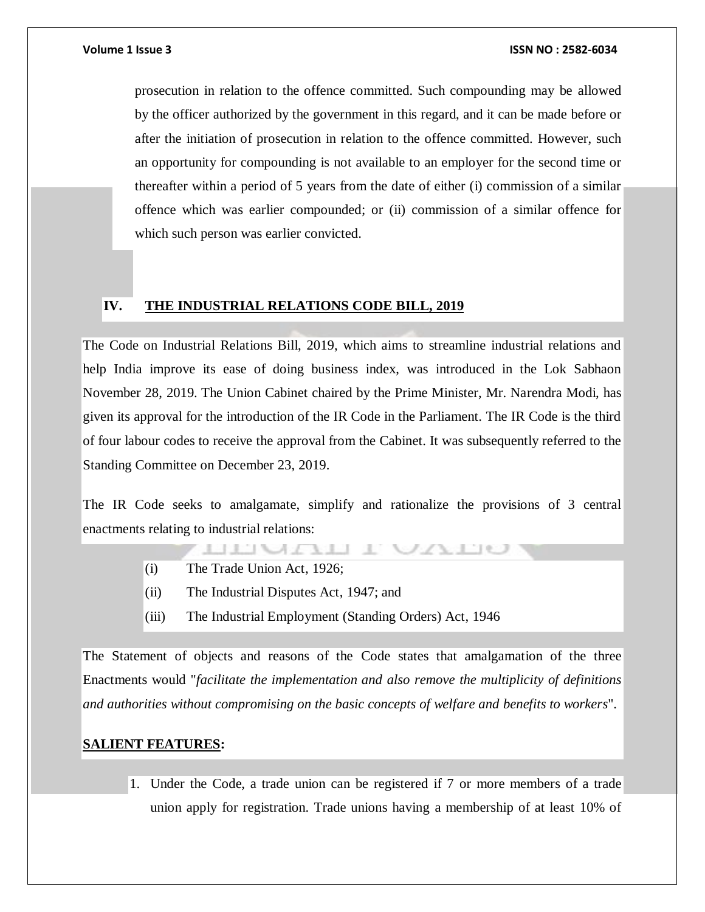prosecution in relation to the offence committed. Such compounding may be allowed by the officer authorized by the government in this regard, and it can be made before or after the initiation of prosecution in relation to the offence committed. However, such an opportunity for compounding is not available to an employer for the second time or thereafter within a period of 5 years from the date of either (i) commission of a similar offence which was earlier compounded; or (ii) commission of a similar offence for which such person was earlier convicted.

## IV. THE INDUSTRIAL RELATIONS CODE BILL, 2019

The Code on Industrial Relations Bill, 2019, which aims to streamline industrial relations and help India improve its ease of doing business index, was introduced in the Lok Sabhaon November 28, 2019. The Union Cabinet chaired by the Prime Minister, Mr. Narendra Modi, has given its approval for the introduction of the IR Code in the Parliament. The IR Code is the third of four labour codes to receive the approval from the Cabinet. It was subsequently referred to the Standing Committee on December 23, 2019.

The IR Code seeks to amalgamate, simplify and rationalize the provisions of 3 central enactments relating to industrial relations:

(i) The Trade Union Act, 1926;

(ii) The Industrial Disputes Act, 1947; and

(iii) The Industrial Employment (Standing Orders) Act, 1946

The Statement of objects and reasons of the Code states that amalgamation of the three Enactments would "*facilitate the implementation and also remove the multiplicity of definitions and authorities without compromising on the basic concepts of welfare and benefits to workers*".

**SALIENT FEATURES:**

1. Under the Code, a trade union can be registered if 7 or more members of a trade union apply for registration. Trade unions having a membership of at least 10% of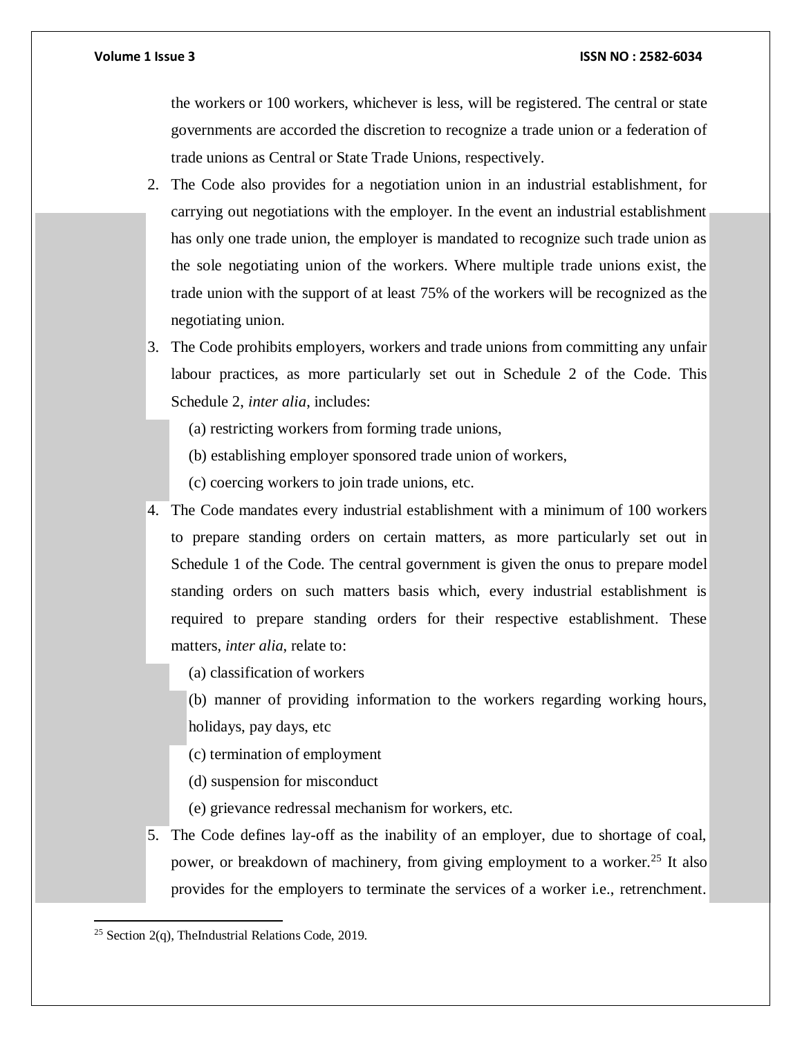the workers or 100 workers, whichever is less, will be registered. The central or state governments are accorded the discretion to recognize a trade union or a federation of trade unions as Central or State Trade Unions, respectively.

2. The Code also provides for a negotiation union in an industrial establishment, for carrying out negotiations with the employer. In the event an industrial establishment has only one trade union, the employer is mandated to recognize such trade union as the sole negotiating union of the workers. Where multiple trade unions exist, the trade union with the support of at least 75% of the workers will be recognized as the negotiating union.
3. The Code prohibits employers, workers and trade unions from committing any unfair labour practices, as more particularly set out in Schedule 2 of the Code. This Schedule 2, *inter alia*, includes:

   (a) restricting workers from forming trade unions,

   (b) establishing employer sponsored trade union of workers,

   (c) coercing workers to join trade unions, etc.
4. The Code mandates every industrial establishment with a minimum of 100 workers to prepare standing orders on certain matters, as more particularly set out in Schedule 1 of the Code. The central government is given the onus to prepare model standing orders on such matters basis which, every industrial establishment is required to prepare standing orders for their respective establishment. These matters, *inter alia*, relate to:

   (a) classification of workers

   (b) manner of providing information to the workers regarding working hours, holidays, pay days, etc

   (c) termination of employment

   (d) suspension for misconduct

   (e) grievance redressal mechanism for workers, etc.
5. The Code defines lay-off as the inability of an employer, due to shortage of coal, power, or breakdown of machinery, from giving employment to a worker.[25] It also provides for the employers to terminate the services of a worker i.e., retrenchment.

---

[25] Section 2(q), TheIndustrial Relations Code, 2019.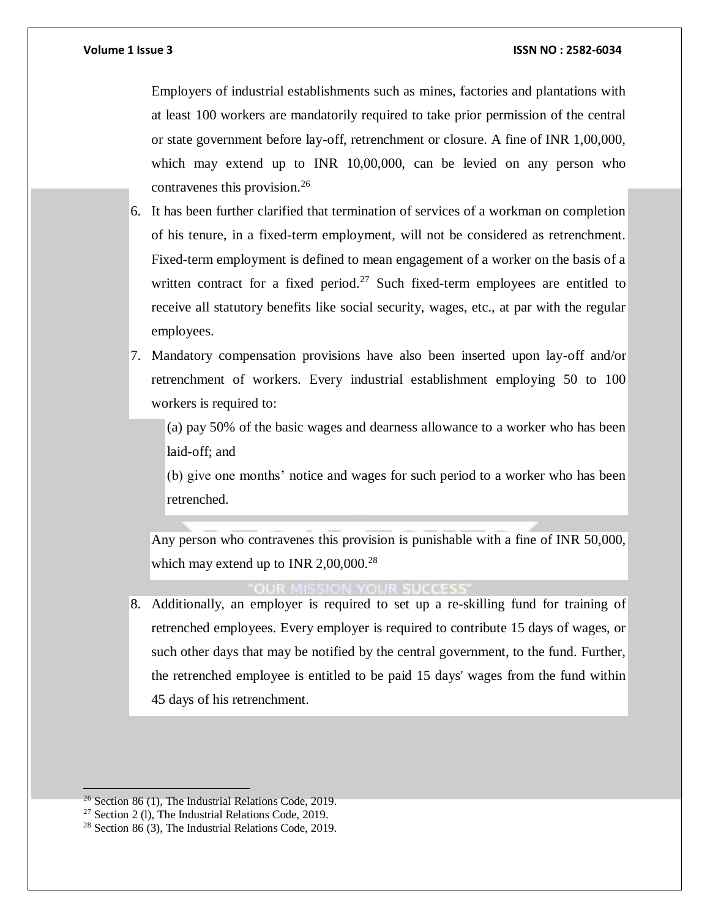Employers of industrial establishments such as mines, factories and plantations with at least 100 workers are mandatorily required to take prior permission of the central or state government before lay-off, retrenchment or closure. A fine of INR 1,00,000, which may extend up to INR 10,00,000, can be levied on any person who contravenes this provision.[26]

6. It has been further clarified that termination of services of a workman on completion of his tenure, in a fixed-term employment, will not be considered as retrenchment. Fixed-term employment is defined to mean engagement of a worker on the basis of a written contract for a fixed period.[27] Such fixed-term employees are entitled to receive all statutory benefits like social security, wages, etc., at par with the regular employees.
7. Mandatory compensation provisions have also been inserted upon lay-off and/or retrenchment of workers. Every industrial establishment employing 50 to 100 workers is required to:

   (a) pay 50% of the basic wages and dearness allowance to a worker who has been laid-off; and

   (b) give one months' notice and wages for such period to a worker who has been retrenched.

   Any person who contravenes this provision is punishable with a fine of INR 50,000, which may extend up to INR 2,00,000.[28]

8. Additionally, an employer is required to set up a re-skilling fund for training of retrenched employees. Every employer is required to contribute 15 days of wages, or such other days that may be notified by the central government, to the fund. Further, the retrenched employee is entitled to be paid 15 days' wages from the fund within 45 days of his retrenchment.

---

[26] Section 86 (1), The Industrial Relations Code, 2019.

[27] Section 2 (l), The Industrial Relations Code, 2019.

[28] Section 86 (3), The Industrial Relations Code, 2019.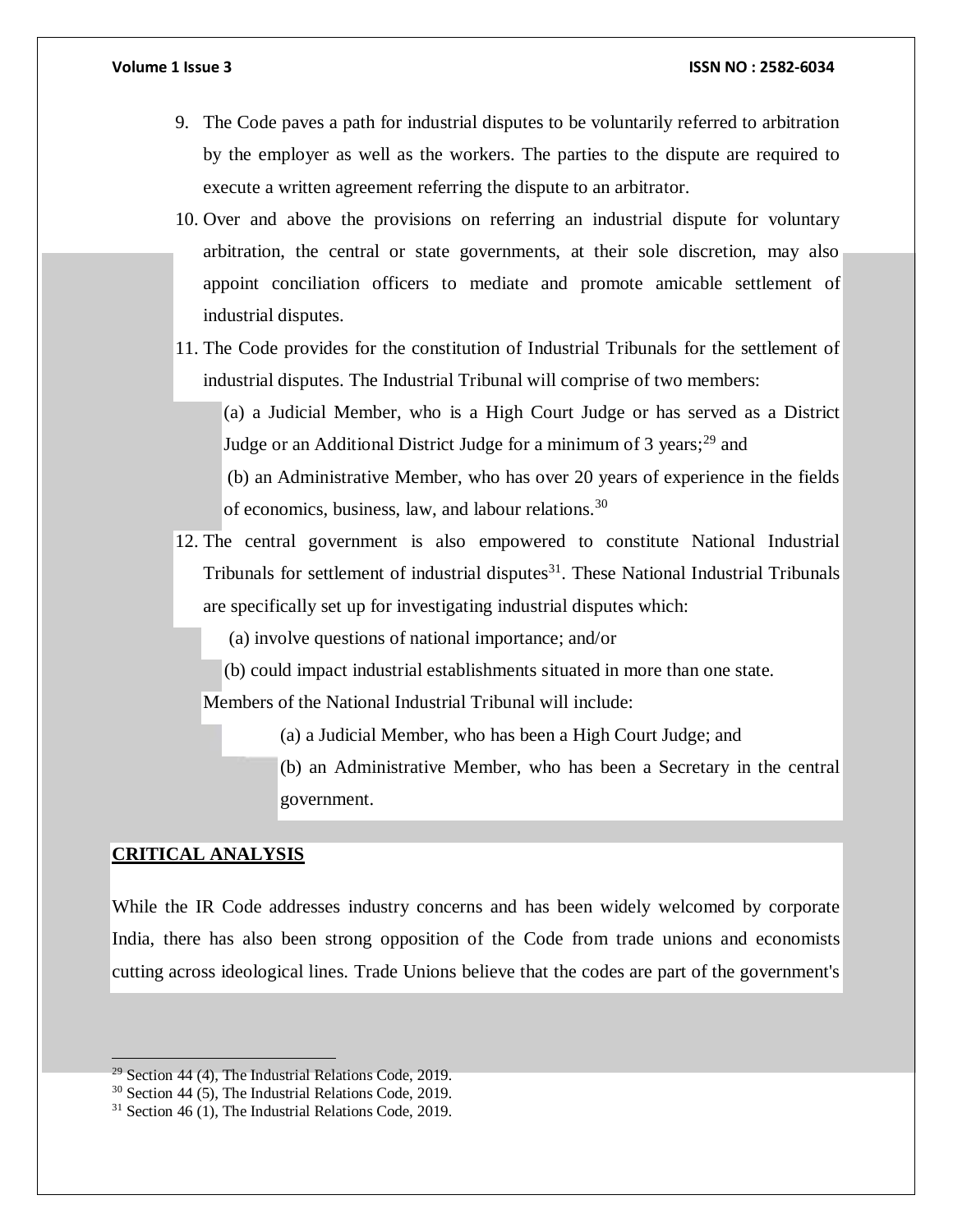9. The Code paves a path for industrial disputes to be voluntarily referred to arbitration by the employer as well as the workers. The parties to the dispute are required to execute a written agreement referring the dispute to an arbitrator.
10. Over and above the provisions on referring an industrial dispute for voluntary arbitration, the central or state governments, at their sole discretion, may also appoint conciliation officers to mediate and promote amicable settlement of industrial disputes.
11. The Code provides for the constitution of Industrial Tribunals for the settlement of industrial disputes. The Industrial Tribunal will comprise of two members:

    (a) a Judicial Member, who is a High Court Judge or has served as a District Judge or an Additional District Judge for a minimum of 3 years;[29] and

    (b) an Administrative Member, who has over 20 years of experience in the fields of economics, business, law, and labour relations.[30]
12. The central government is also empowered to constitute National Industrial Tribunals for settlement of industrial disputes[31]. These National Industrial Tribunals are specifically set up for investigating industrial disputes which:

    (a) involve questions of national importance; and/or

    (b) could impact industrial establishments situated in more than one state.

    Members of the National Industrial Tribunal will include:

    (a) a Judicial Member, who has been a High Court Judge; and

    (b) an Administrative Member, who has been a Secretary in the central government.

## CRITICAL ANALYSIS

While the IR Code addresses industry concerns and has been widely welcomed by corporate India, there has also been strong opposition of the Code from trade unions and economists cutting across ideological lines. Trade Unions believe that the codes are part of the government's

---

[29] Section 44 (4), The Industrial Relations Code, 2019.

[30] Section 44 (5), The Industrial Relations Code, 2019.

[31] Section 46 (1), The Industrial Relations Code, 2019.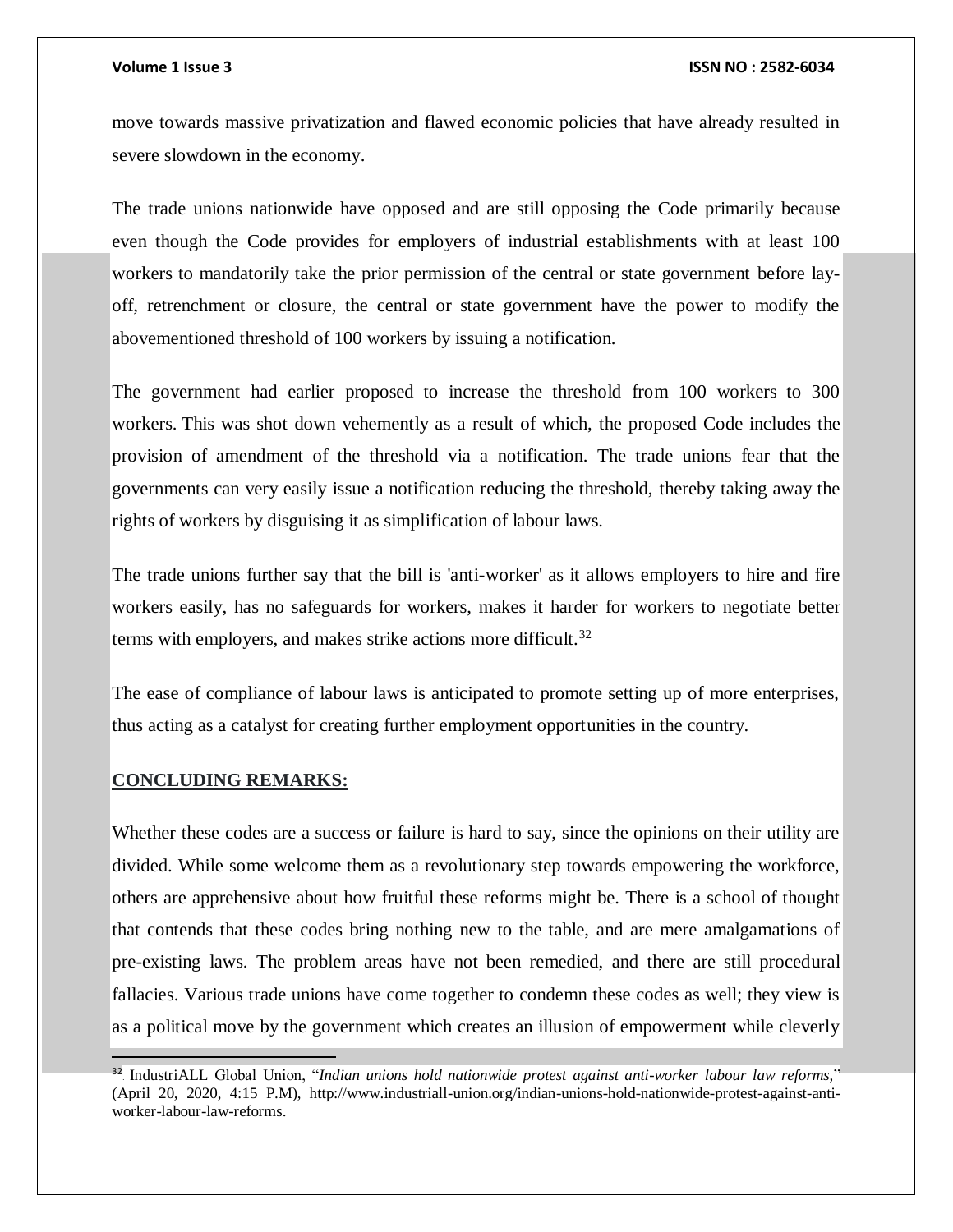move towards massive privatization and flawed economic policies that have already resulted in severe slowdown in the economy.

The trade unions nationwide have opposed and are still opposing the Code primarily because even though the Code provides for employers of industrial establishments with at least 100 workers to mandatorily take the prior permission of the central or state government before lay-off, retrenchment or closure, the central or state government have the power to modify the abovementioned threshold of 100 workers by issuing a notification.

The government had earlier proposed to increase the threshold from 100 workers to 300 workers. This was shot down vehemently as a result of which, the proposed Code includes the provision of amendment of the threshold via a notification. The trade unions fear that the governments can very easily issue a notification reducing the threshold, thereby taking away the rights of workers by disguising it as simplification of labour laws.

The trade unions further say that the bill is 'anti-worker' as it allows employers to hire and fire workers easily, has no safeguards for workers, makes it harder for workers to negotiate better terms with employers, and makes strike actions more difficult.[32]

The ease of compliance of labour laws is anticipated to promote setting up of more enterprises, thus acting as a catalyst for creating further employment opportunities in the country.

## CONCLUDING REMARKS:

Whether these codes are a success or failure is hard to say, since the opinions on their utility are divided. While some welcome them as a revolutionary step towards empowering the workforce, others are apprehensive about how fruitful these reforms might be. There is a school of thought that contends that these codes bring nothing new to the table, and are mere amalgamations of pre-existing laws. The problem areas have not been remedied, and there are still procedural fallacies. Various trade unions have come together to condemn these codes as well; they view is as a political move by the government which creates an illusion of empowerment while cleverly

---

[32] IndustriALL Global Union, "*Indian unions hold nationwide protest against anti-worker labour law reforms*," (April 20, 2020, 4:15 P.M), http://www.industriall-union.org/indian-unions-hold-nationwide-protest-against-anti-worker-labour-law-reforms.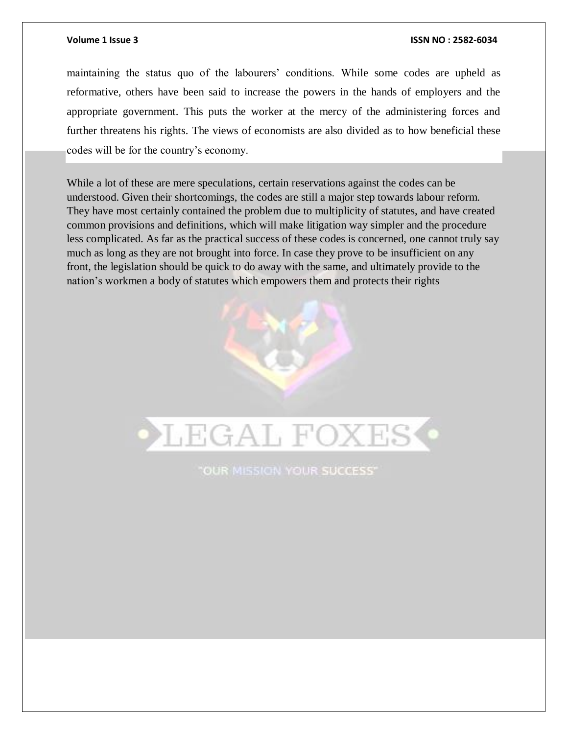maintaining the status quo of the labourers' conditions. While some codes are upheld as reformative, others have been said to increase the powers in the hands of employers and the appropriate government. This puts the worker at the mercy of the administering forces and further threatens his rights. The views of economists are also divided as to how beneficial these codes will be for the country's economy.

While a lot of these are mere speculations, certain reservations against the codes can be understood. Given their shortcomings, the codes are still a major step towards labour reform. They have most certainly contained the problem due to multiplicity of statutes, and have created common provisions and definitions, which will make litigation way simpler and the procedure less complicated. As far as the practical success of these codes is concerned, one cannot truly say much as long as they are not brought into force. In case they prove to be insufficient on any front, the legislation should be quick to do away with the same, and ultimately provide to the nation's workmen a body of statutes which empowers them and protects their rights